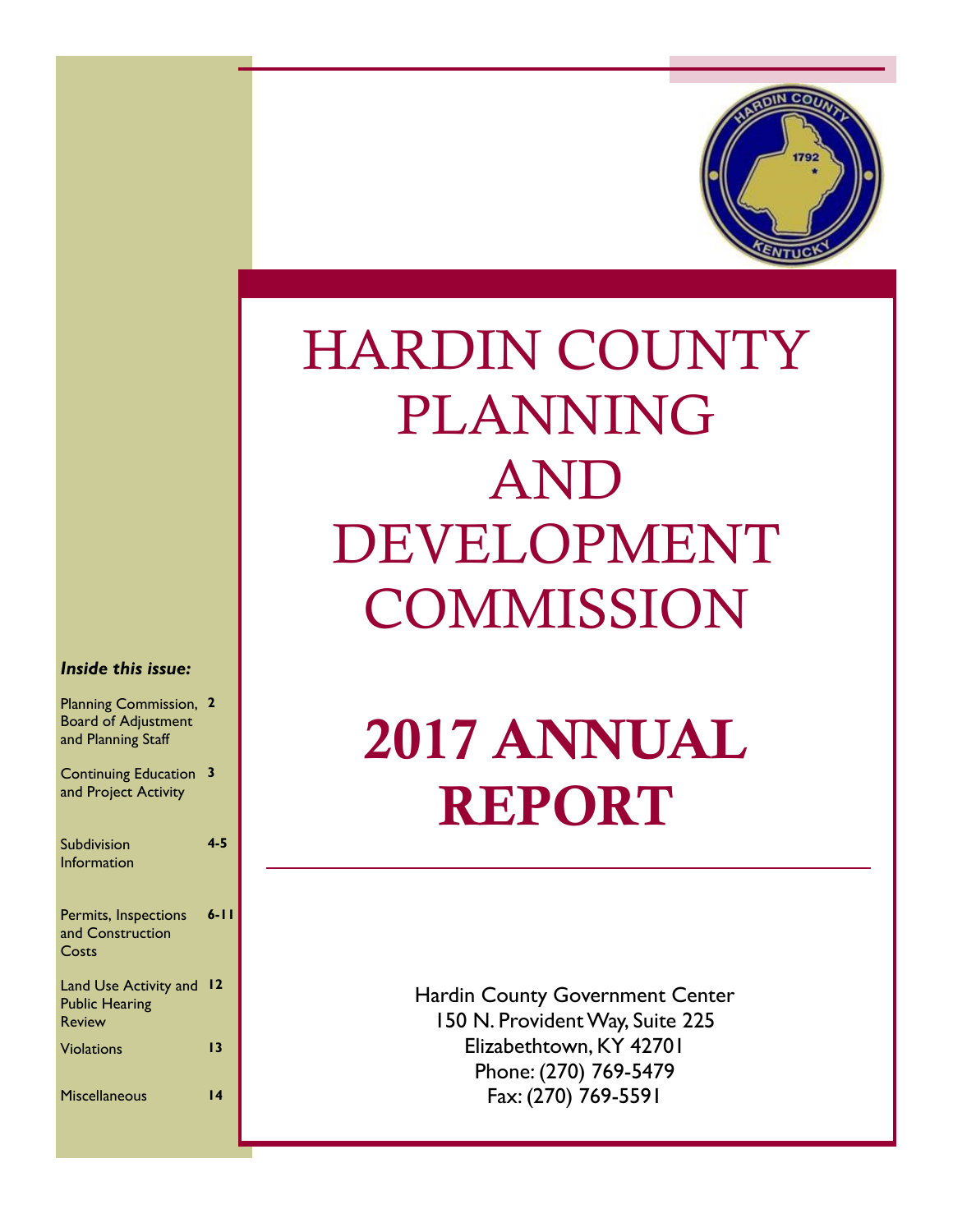# HARDIN COUNTY PLANNING AND DEVELOPMENT COMMISSION

# 2017 ANNUAL REPORT

Hardin County Government Center
150 N. Provident Way, Suite 225
Elizabethtown, KY 42701
Phone: (270) 769-5479
Fax: (270) 769-5591

***Inside this issue:***

| | |
|---|---|
| Planning Commission, Board of Adjustment and Planning Staff | **2** |
| Continuing Education and Project Activity | **3** |
| Subdivision Information | **4-5** |
| Permits, Inspections and Construction Costs | **6-11** |
| Land Use Activity and Public Hearing Review | **12** |
| Violations | **13** |
| Miscellaneous | **14** |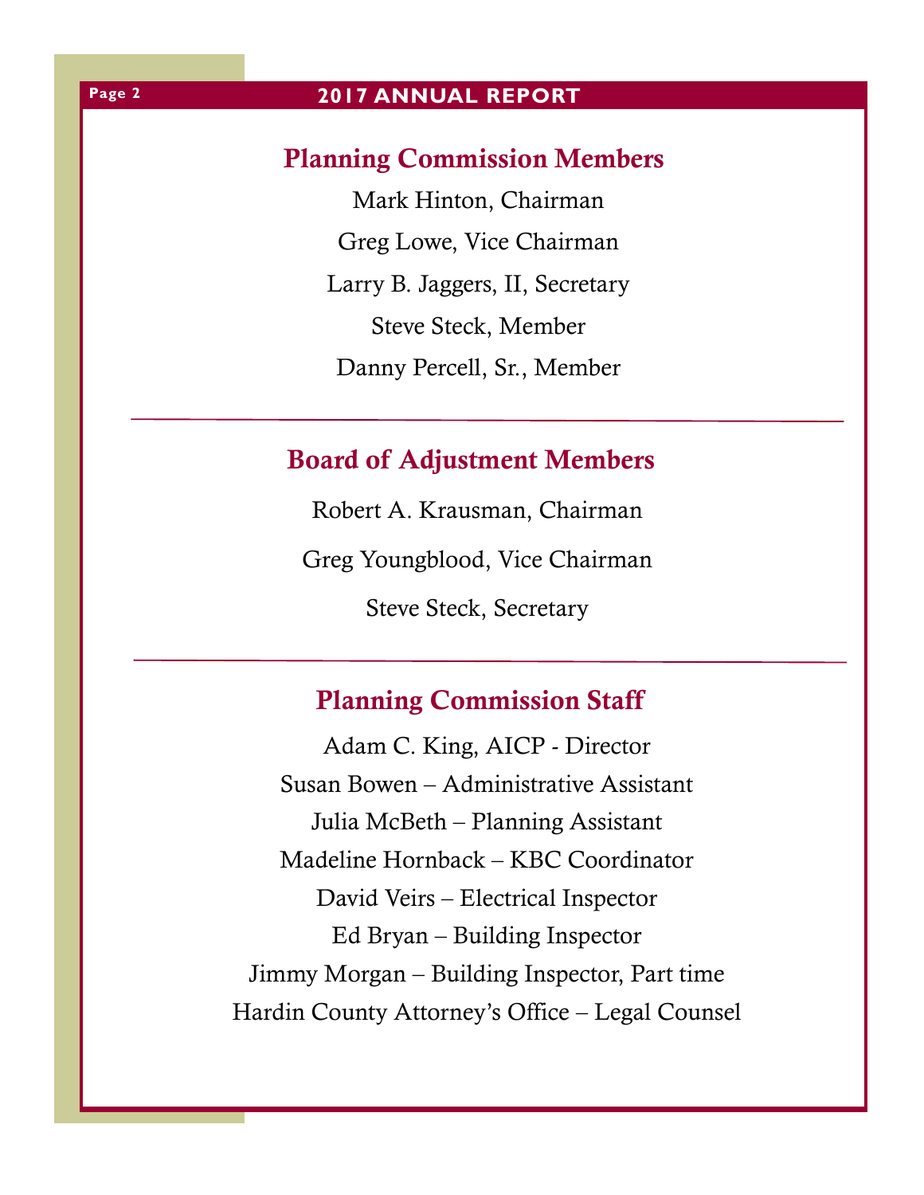## Planning Commission Members

Mark Hinton, Chairman

Greg Lowe, Vice Chairman

Larry B. Jaggers, II, Secretary

Steve Steck, Member

Danny Percell, Sr., Member

---

## Board of Adjustment Members

Robert A. Krausman, Chairman

Greg Youngblood, Vice Chairman

Steve Steck, Secretary

---

## Planning Commission Staff

Adam C. King, AICP - Director

Susan Bowen – Administrative Assistant

Julia McBeth – Planning Assistant

Madeline Hornback – KBC Coordinator

David Veirs – Electrical Inspector

Ed Bryan – Building Inspector

Jimmy Morgan – Building Inspector, Part time

Hardin County Attorney's Office – Legal Counsel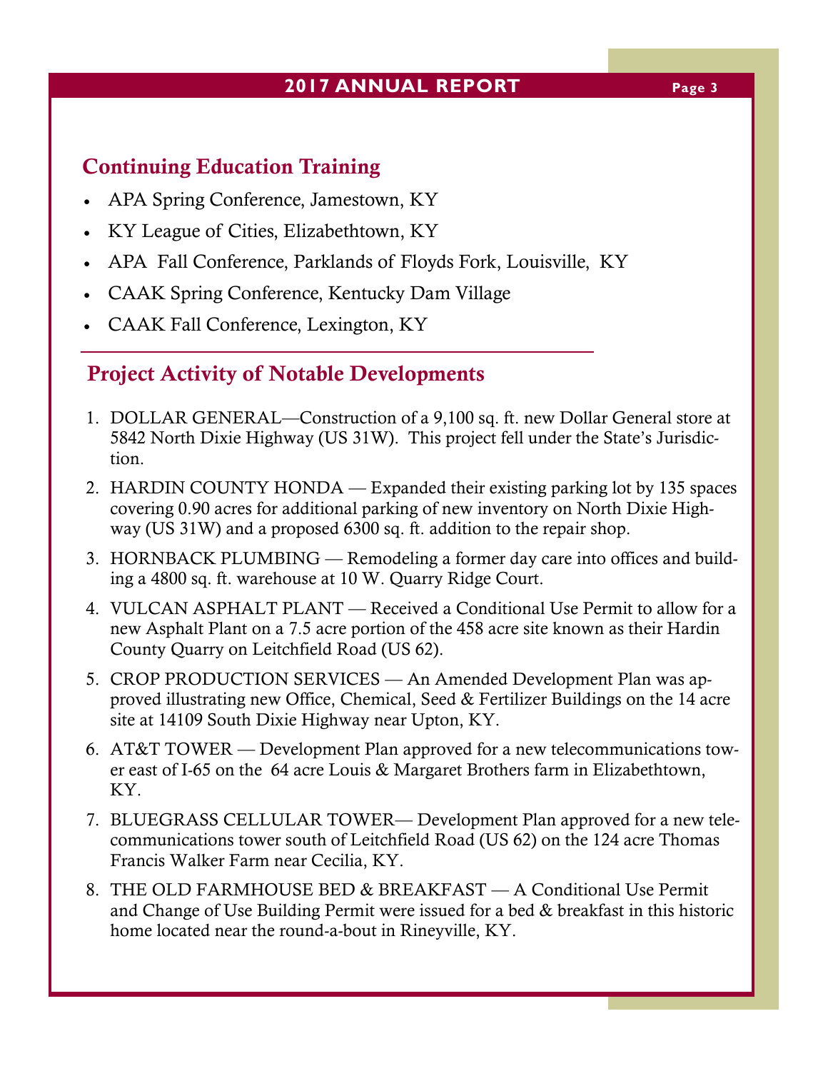## Continuing Education Training

- APA Spring Conference, Jamestown, KY
- KY League of Cities, Elizabethtown, KY
- APA Fall Conference, Parklands of Floyds Fork, Louisville, KY
- CAAK Spring Conference, Kentucky Dam Village
- CAAK Fall Conference, Lexington, KY

## Project Activity of Notable Developments

1. DOLLAR GENERAL—Construction of a 9,100 sq. ft. new Dollar General store at 5842 North Dixie Highway (US 31W). This project fell under the State's Jurisdiction.
2. HARDIN COUNTY HONDA — Expanded their existing parking lot by 135 spaces covering 0.90 acres for additional parking of new inventory on North Dixie Highway (US 31W) and a proposed 6300 sq. ft. addition to the repair shop.
3. HORNBACK PLUMBING — Remodeling a former day care into offices and building a 4800 sq. ft. warehouse at 10 W. Quarry Ridge Court.
4. VULCAN ASPHALT PLANT — Received a Conditional Use Permit to allow for a new Asphalt Plant on a 7.5 acre portion of the 458 acre site known as their Hardin County Quarry on Leitchfield Road (US 62).
5. CROP PRODUCTION SERVICES — An Amended Development Plan was approved illustrating new Office, Chemical, Seed & Fertilizer Buildings on the 14 acre site at 14109 South Dixie Highway near Upton, KY.
6. AT&T TOWER — Development Plan approved for a new telecommunications tower east of I-65 on the 64 acre Louis & Margaret Brothers farm in Elizabethtown, KY.
7. BLUEGRASS CELLULAR TOWER— Development Plan approved for a new telecommunications tower south of Leitchfield Road (US 62) on the 124 acre Thomas Francis Walker Farm near Cecilia, KY.
8. THE OLD FARMHOUSE BED & BREAKFAST — A Conditional Use Permit and Change of Use Building Permit were issued for a bed & breakfast in this historic home located near the round-a-bout in Rineyville, KY.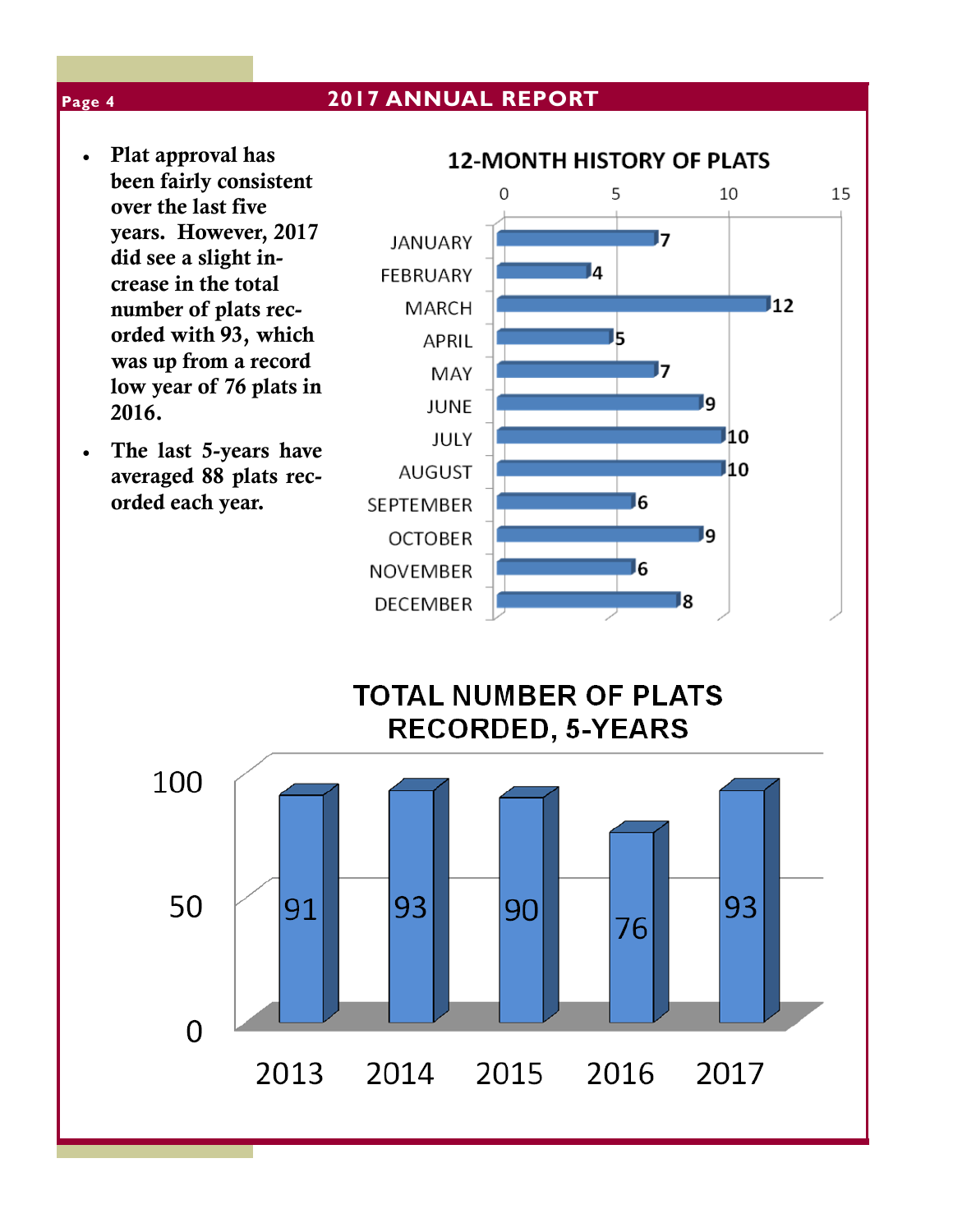- **Plat approval has been fairly consistent over the last five years. However, 2017 did see a slight increase in the total number of plats recorded with 93, which was up from a record low year of 76 plats in 2016.**
- **The last 5-years have averaged 88 plats recorded each year.**

**12-MONTH HISTORY OF PLATS**

| Month | Plats |
|---|---|
| JANUARY | 7 |
| FEBRUARY | 4 |
| MARCH | 12 |
| APRIL | 5 |
| MAY | 7 |
| JUNE | 9 |
| JULY | 10 |
| AUGUST | 10 |
| SEPTEMBER | 6 |
| OCTOBER | 9 |
| NOVEMBER | 6 |
| DECEMBER | 8 |

**TOTAL NUMBER OF PLATS RECORDED, 5-YEARS**

| Year | Plats |
|---|---|
| 2013 | 91 |
| 2014 | 93 |
| 2015 | 90 |
| 2016 | 76 |
| 2017 | 93 |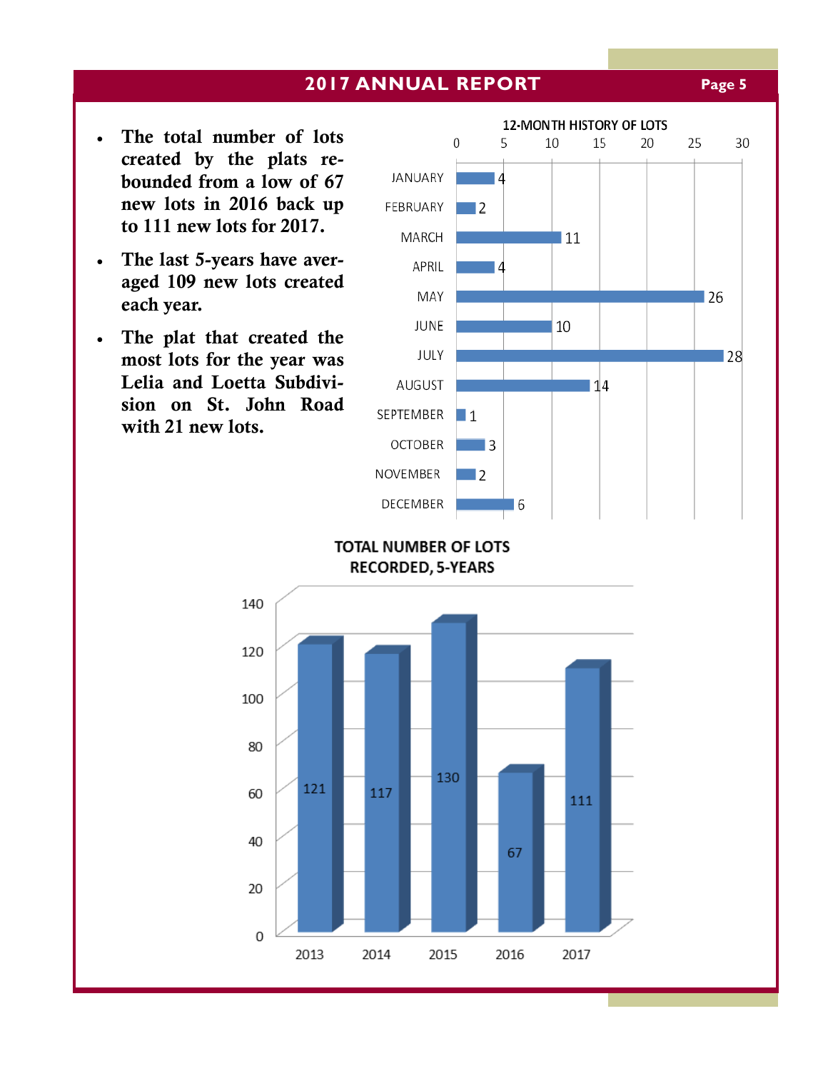- **The total number of lots created by the plats rebounded from a low of 67 new lots in 2016 back up to 111 new lots for 2017.**
- **The last 5-years have averaged 109 new lots created each year.**
- **The plat that created the most lots for the year was Lelia and Loetta Subdivision on St. John Road with 21 new lots.**

**12-MONTH HISTORY OF LOTS**

| Month | Lots |
| --- | --- |
| JANUARY | 4 |
| FEBRUARY | 2 |
| MARCH | 11 |
| APRIL | 4 |
| MAY | 26 |
| JUNE | 10 |
| JULY | 28 |
| AUGUST | 14 |
| SEPTEMBER | 1 |
| OCTOBER | 3 |
| NOVEMBER | 2 |
| DECEMBER | 6 |

**TOTAL NUMBER OF LOTS RECORDED, 5-YEARS**

| Year | Lots |
| --- | --- |
| 2013 | 121 |
| 2014 | 117 |
| 2015 | 130 |
| 2016 | 67 |
| 2017 | 111 |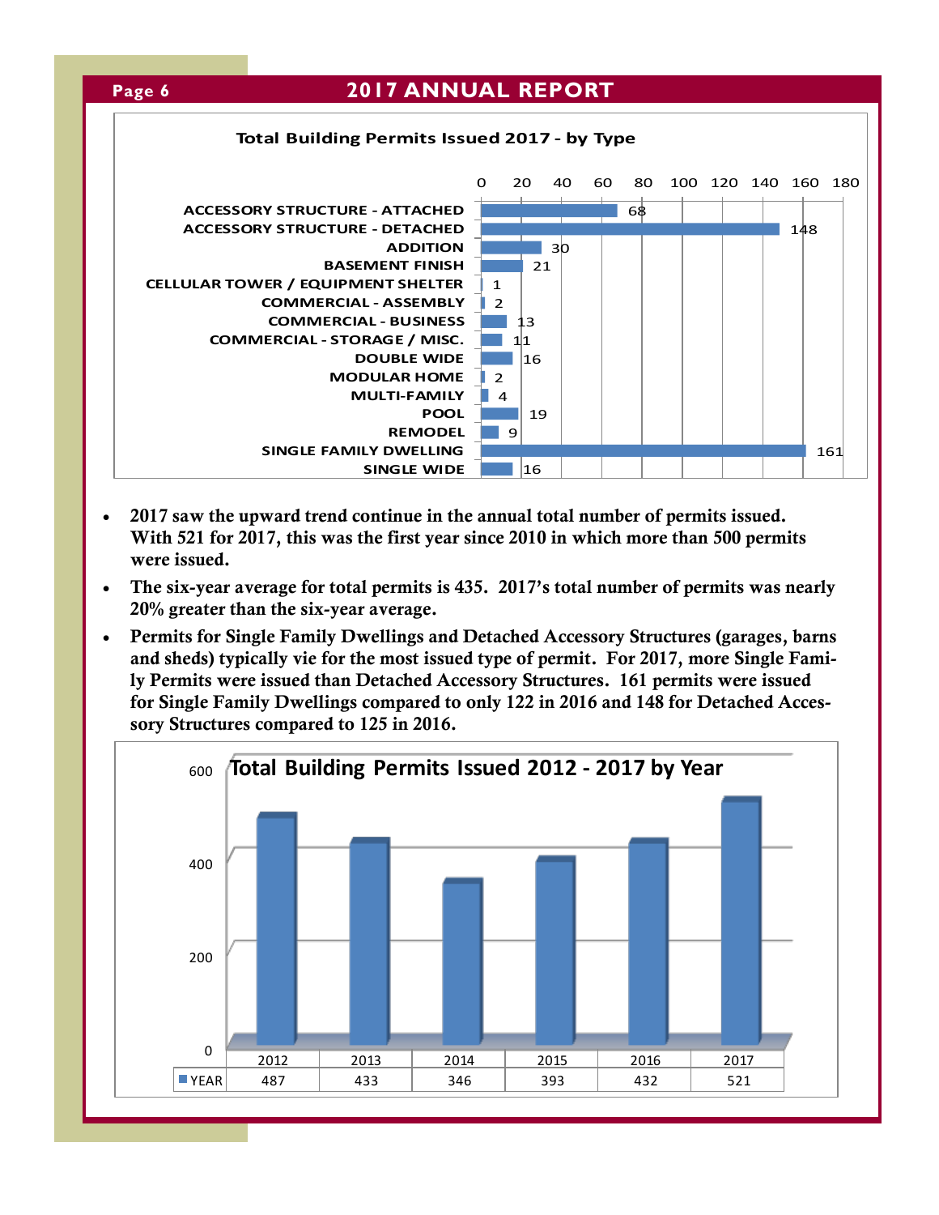**Total Building Permits Issued 2017 - by Type**

| Type | Permits |
|---|---|
| ACCESSORY STRUCTURE - ATTACHED | 68 |
| ACCESSORY STRUCTURE - DETACHED | 148 |
| ADDITION | 30 |
| BASEMENT FINISH | 21 |
| CELLULAR TOWER / EQUIPMENT SHELTER | 1 |
| COMMERCIAL - ASSEMBLY | 2 |
| COMMERCIAL - BUSINESS | 13 |
| COMMERCIAL - STORAGE / MISC. | 11 |
| DOUBLE WIDE | 16 |
| MODULAR HOME | 2 |
| MULTI-FAMILY | 4 |
| POOL | 19 |
| REMODEL | 9 |
| SINGLE FAMILY DWELLING | 161 |
| SINGLE WIDE | 16 |

- **2017 saw the upward trend continue in the annual total number of permits issued. With 521 for 2017, this was the first year since 2010 in which more than 500 permits were issued.**
- **The six-year average for total permits is 435. 2017's total number of permits was nearly 20% greater than the six-year average.**
- **Permits for Single Family Dwellings and Detached Accessory Structures (garages, barns and sheds) typically vie for the most issued type of permit. For 2017, more Single Family Permits were issued than Detached Accessory Structures. 161 permits were issued for Single Family Dwellings compared to only 122 in 2016 and 148 for Detached Accessory Structures compared to 125 in 2016.**

**Total Building Permits Issued 2012 - 2017 by Year**

| | 2012 | 2013 | 2014 | 2015 | 2016 | 2017 |
|---|---|---|---|---|---|---|
| YEAR | 487 | 433 | 346 | 393 | 432 | 521 |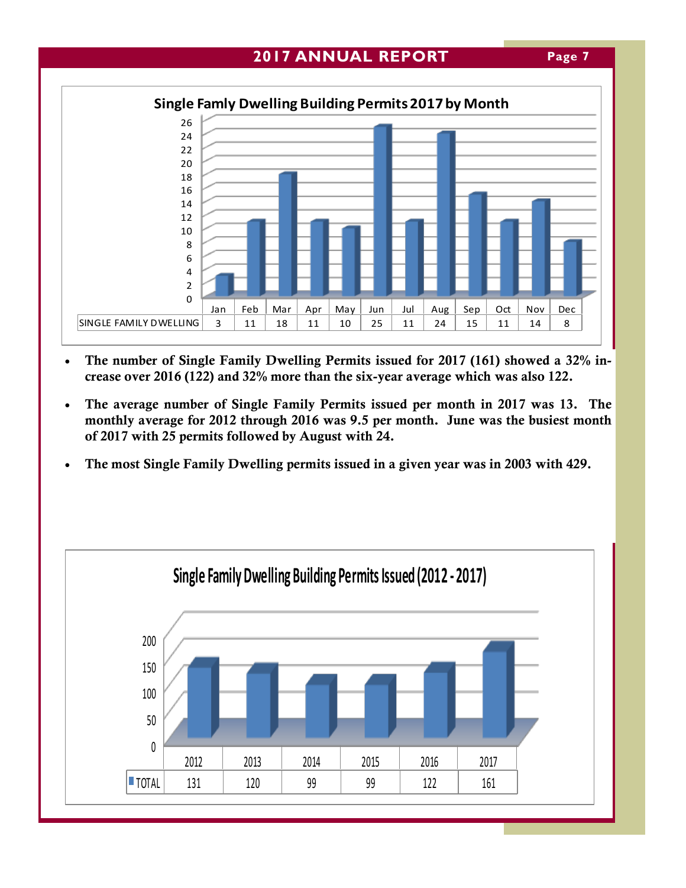**Single Famly Dwelling Building Permits 2017 by Month**

| | Jan | Feb | Mar | Apr | May | Jun | Jul | Aug | Sep | Oct | Nov | Dec |
|---|---|---|---|---|---|---|---|---|---|---|---|---|
| SINGLE FAMILY DWELLING | 3 | 11 | 18 | 11 | 10 | 25 | 11 | 24 | 15 | 11 | 14 | 8 |

- **The number of Single Family Dwelling Permits issued for 2017 (161) showed a 32% increase over 2016 (122) and 32% more than the six-year average which was also 122.**
- **The average number of Single Family Permits issued per month in 2017 was 13. The monthly average for 2012 through 2016 was 9.5 per month. June was the busiest month of 2017 with 25 permits followed by August with 24.**
- **The most Single Family Dwelling permits issued in a given year was in 2003 with 429.**

**Single Family Dwelling Building Permits Issued (2012 - 2017)**

| | 2012 | 2013 | 2014 | 2015 | 2016 | 2017 |
|---|---|---|---|---|---|---|
| TOTAL | 131 | 120 | 99 | 99 | 122 | 161 |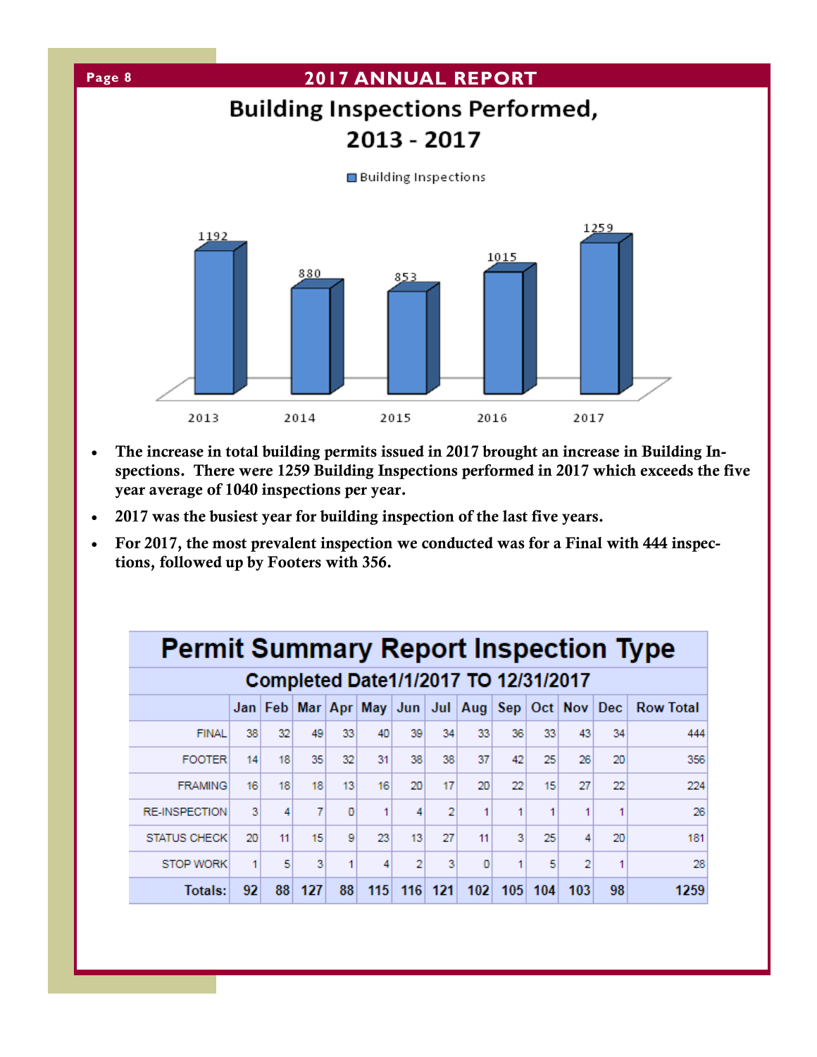# Building Inspections Performed, 2013 - 2017

■ Building Inspections

| Year | Building Inspections |
|---|---|
| 2013 | 1192 |
| 2014 | 880 |
| 2015 | 853 |
| 2016 | 1015 |
| 2017 | 1259 |

- **The increase in total building permits issued in 2017 brought an increase in Building Inspections. There were 1259 Building Inspections performed in 2017 which exceeds the five year average of 1040 inspections per year.**
- **2017 was the busiest year for building inspection of the last five years.**
- **For 2017, the most prevalent inspection we conducted was for a Final with 444 inspections, followed up by Footers with 356.**

## Permit Summary Report Inspection Type

### Completed Date1/1/2017 TO 12/31/2017

| | Jan | Feb | Mar | Apr | May | Jun | Jul | Aug | Sep | Oct | Nov | Dec | Row Total |
|---|---|---|---|---|---|---|---|---|---|---|---|---|---|
| FINAL | 38 | 32 | 49 | 33 | 40 | 39 | 34 | 33 | 36 | 33 | 43 | 34 | 444 |
| FOOTER | 14 | 18 | 35 | 32 | 31 | 38 | 38 | 37 | 42 | 25 | 26 | 20 | 356 |
| FRAMING | 16 | 18 | 18 | 13 | 16 | 20 | 17 | 20 | 22 | 15 | 27 | 22 | 224 |
| RE-INSPECTION | 3 | 4 | 7 | 0 | 1 | 4 | 2 | 1 | 1 | 1 | 1 | 1 | 26 |
| STATUS CHECK | 20 | 11 | 15 | 9 | 23 | 13 | 27 | 11 | 3 | 25 | 4 | 20 | 181 |
| STOP WORK | 1 | 5 | 3 | 1 | 4 | 2 | 3 | 0 | 1 | 5 | 2 | 1 | 28 |
| **Totals:** | **92** | **88** | **127** | **88** | **115** | **116** | **121** | **102** | **105** | **104** | **103** | **98** | **1259** |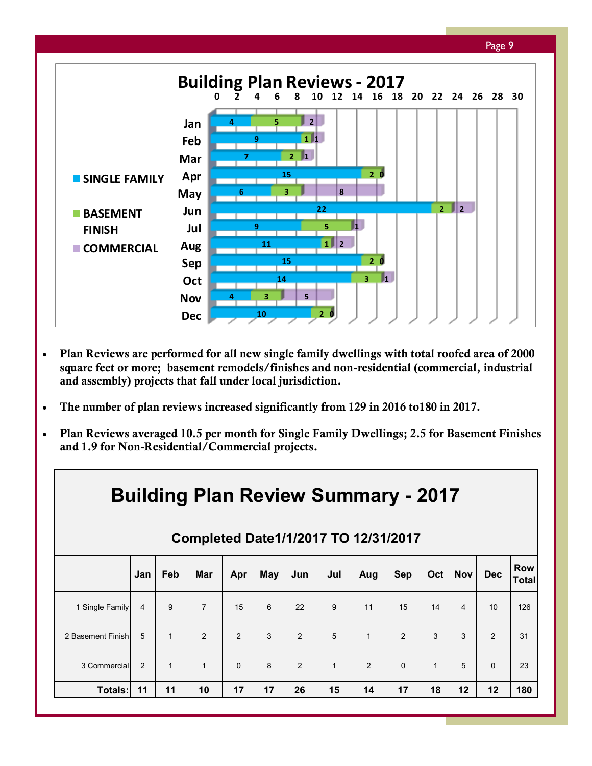## Building Plan Reviews - 2017

| Month | Single Family | Basement Finish | Commercial |
|---|---|---|---|
| Jan | 4 | 5 | 2 |
| Feb | 9 | 1 | 1 |
| Mar | 7 | 2 | 1 |
| Apr | 15 | 2 | 0 |
| May | 6 | 3 | 8 |
| Jun | 22 | 2 | 2 |
| Jul | 9 | 5 | 1 |
| Aug | 11 | 1 | 2 |
| Sep | 15 | 2 | 0 |
| Oct | 14 | 3 | 1 |
| Nov | 4 | 3 | 5 |
| Dec | 10 | 2 | 0 |

- **Plan Reviews are performed for all new single family dwellings with total roofed area of 2000 square feet or more; basement remodels/finishes and non-residential (commercial, industrial and assembly) projects that fall under local jurisdiction.**
- **The number of plan reviews increased significantly from 129 in 2016 to180 in 2017.**
- **Plan Reviews averaged 10.5 per month for Single Family Dwellings; 2.5 for Basement Finishes and 1.9 for Non-Residential/Commercial projects.**

## Building Plan Review Summary - 2017

### Completed Date1/1/2017 TO 12/31/2017

| | Jan | Feb | Mar | Apr | May | Jun | Jul | Aug | Sep | Oct | Nov | Dec | Row Total |
|---|---|---|---|---|---|---|---|---|---|---|---|---|---|
| 1 Single Family | 4 | 9 | 7 | 15 | 6 | 22 | 9 | 11 | 15 | 14 | 4 | 10 | 126 |
| 2 Basement Finish | 5 | 1 | 2 | 2 | 3 | 2 | 5 | 1 | 2 | 3 | 3 | 2 | 31 |
| 3 Commercial | 2 | 1 | 1 | 0 | 8 | 2 | 1 | 2 | 0 | 1 | 5 | 0 | 23 |
| **Totals:** | **11** | **11** | **10** | **17** | **17** | **26** | **15** | **14** | **17** | **18** | **12** | **12** | **180** |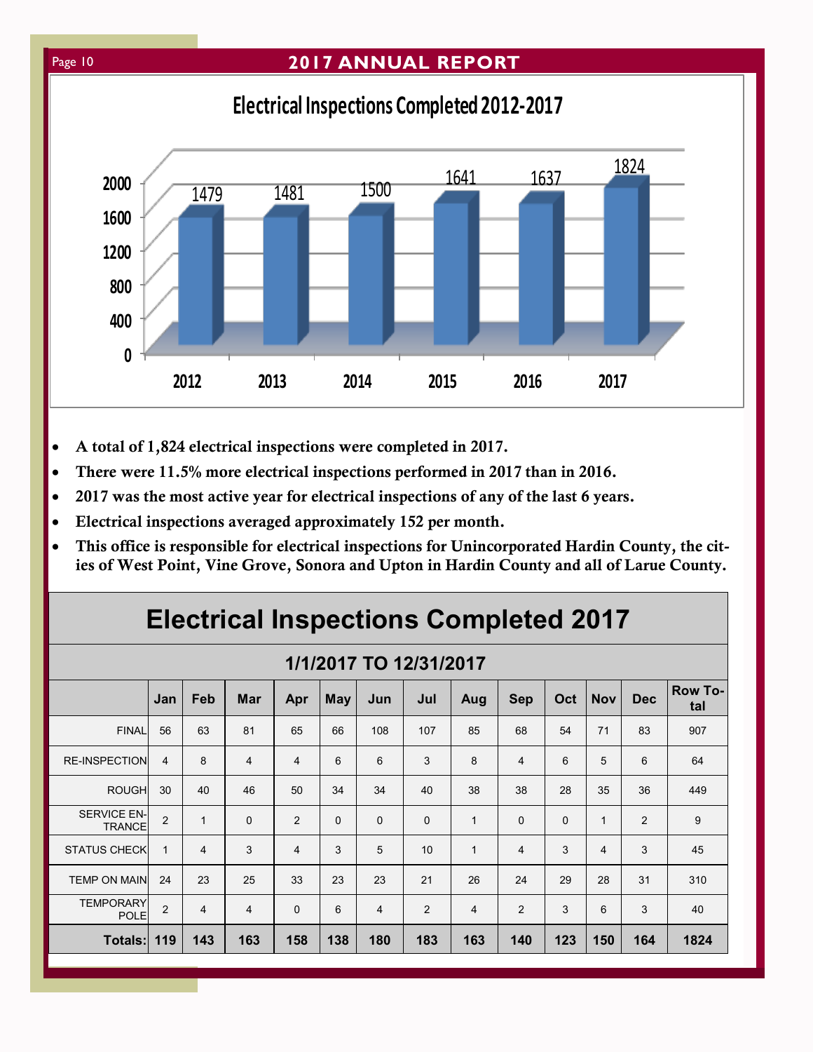## Electrical Inspections Completed 2012-2017

| Year | Inspections |
|---|---|
| 2012 | 1479 |
| 2013 | 1481 |
| 2014 | 1500 |
| 2015 | 1641 |
| 2016 | 1637 |
| 2017 | 1824 |

- **A total of 1,824 electrical inspections were completed in 2017.**
- **There were 11.5% more electrical inspections performed in 2017 than in 2016.**
- **2017 was the most active year for electrical inspections of any of the last 6 years.**
- **Electrical inspections averaged approximately 152 per month.**
- **This office is responsible for electrical inspections for Unincorporated Hardin County, the cities of West Point, Vine Grove, Sonora and Upton in Hardin County and all of Larue County.**

## Electrical Inspections Completed 2017

### 1/1/2017 TO 12/31/2017

| | Jan | Feb | Mar | Apr | May | Jun | Jul | Aug | Sep | Oct | Nov | Dec | Row Total |
|---|---|---|---|---|---|---|---|---|---|---|---|---|---|
| FINAL | 56 | 63 | 81 | 65 | 66 | 108 | 107 | 85 | 68 | 54 | 71 | 83 | 907 |
| RE-INSPECTION | 4 | 8 | 4 | 4 | 6 | 6 | 3 | 8 | 4 | 6 | 5 | 6 | 64 |
| ROUGH | 30 | 40 | 46 | 50 | 34 | 34 | 40 | 38 | 38 | 28 | 35 | 36 | 449 |
| SERVICE ENTRANCE | 2 | 1 | 0 | 2 | 0 | 0 | 0 | 1 | 0 | 0 | 1 | 2 | 9 |
| STATUS CHECK | 1 | 4 | 3 | 4 | 3 | 5 | 10 | 1 | 4 | 3 | 4 | 3 | 45 |
| TEMP ON MAIN | 24 | 23 | 25 | 33 | 23 | 23 | 21 | 26 | 24 | 29 | 28 | 31 | 310 |
| TEMPORARY POLE | 2 | 4 | 4 | 0 | 6 | 4 | 2 | 4 | 2 | 3 | 6 | 3 | 40 |
| **Totals:** | **119** | **143** | **163** | **158** | **138** | **180** | **183** | **163** | **140** | **123** | **150** | **164** | **1824** |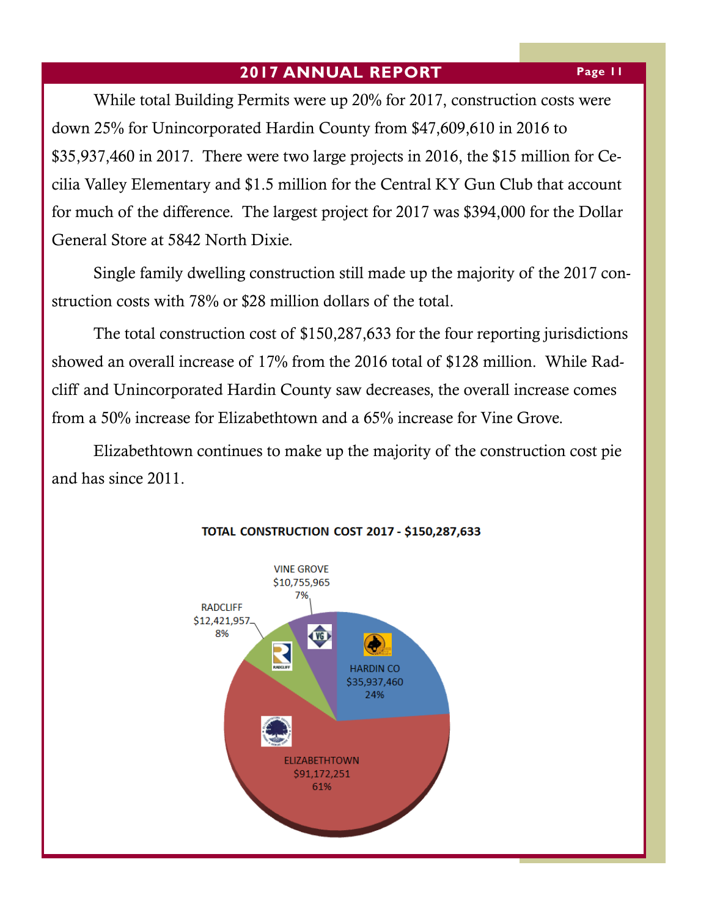While total Building Permits were up 20% for 2017, construction costs were down 25% for Unincorporated Hardin County from $47,609,610 in 2016 to $35,937,460 in 2017. There were two large projects in 2016, the $15 million for Cecilia Valley Elementary and $1.5 million for the Central KY Gun Club that account for much of the difference. The largest project for 2017 was $394,000 for the Dollar General Store at 5842 North Dixie.

Single family dwelling construction still made up the majority of the 2017 construction costs with 78% or $28 million dollars of the total.

The total construction cost of $150,287,633 for the four reporting jurisdictions showed an overall increase of 17% from the 2016 total of $128 million. While Radcliff and Unincorporated Hardin County saw decreases, the overall increase comes from a 50% increase for Elizabethtown and a 65% increase for Vine Grove.

Elizabethtown continues to make up the majority of the construction cost pie and has since 2011.

**TOTAL CONSTRUCTION COST 2017 - $150,287,633**

| Jurisdiction | Construction Cost | Percent |
|---|---|---|
| HARDIN CO | $35,937,460 | 24% |
| ELIZABETHTOWN | $91,172,251 | 61% |
| RADCLIFF | $12,421,957 | 8% |
| VINE GROVE | $10,755,965 | 7% |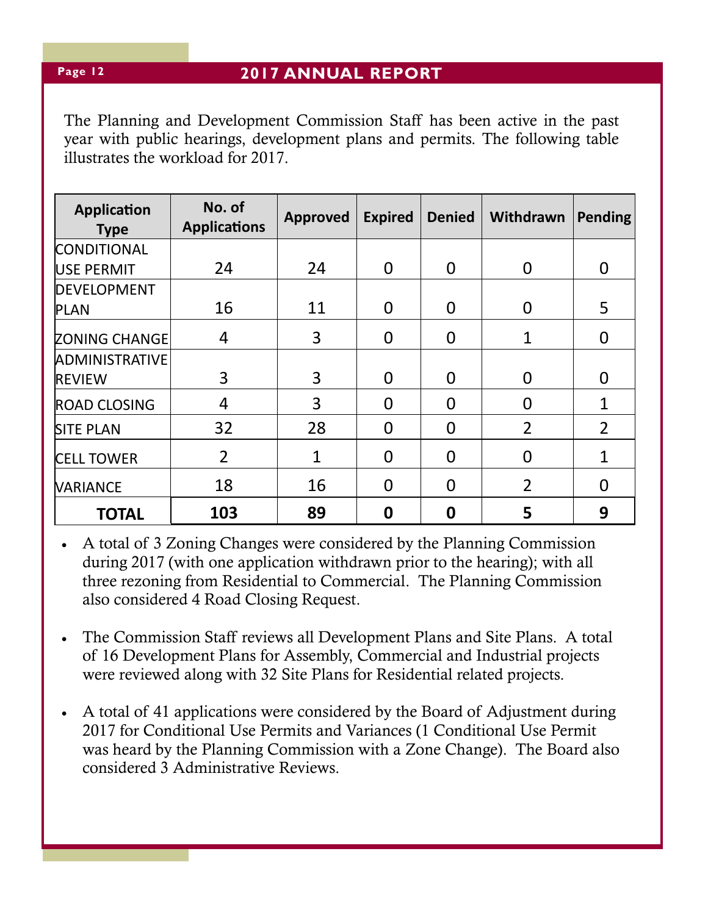The Planning and Development Commission Staff has been active in the past year with public hearings, development plans and permits. The following table illustrates the workload for 2017.

| Application Type | No. of Applications | Approved | Expired | Denied | Withdrawn | Pending |
|---|---|---|---|---|---|---|
| CONDITIONAL USE PERMIT | 24 | 24 | 0 | 0 | 0 | 0 |
| DEVELOPMENT PLAN | 16 | 11 | 0 | 0 | 0 | 5 |
| ZONING CHANGE | 4 | 3 | 0 | 0 | 1 | 0 |
| ADMINISTRATIVE REVIEW | 3 | 3 | 0 | 0 | 0 | 0 |
| ROAD CLOSING | 4 | 3 | 0 | 0 | 0 | 1 |
| SITE PLAN | 32 | 28 | 0 | 0 | 2 | 2 |
| CELL TOWER | 2 | 1 | 0 | 0 | 0 | 1 |
| VARIANCE | 18 | 16 | 0 | 0 | 2 | 0 |
| **TOTAL** | **103** | **89** | **0** | **0** | **5** | **9** |

- A total of 3 Zoning Changes were considered by the Planning Commission during 2017 (with one application withdrawn prior to the hearing); with all three rezoning from Residential to Commercial. The Planning Commission also considered 4 Road Closing Request.

- The Commission Staff reviews all Development Plans and Site Plans. A total of 16 Development Plans for Assembly, Commercial and Industrial projects were reviewed along with 32 Site Plans for Residential related projects.

- A total of 41 applications were considered by the Board of Adjustment during 2017 for Conditional Use Permits and Variances (1 Conditional Use Permit was heard by the Planning Commission with a Zone Change). The Board also considered 3 Administrative Reviews.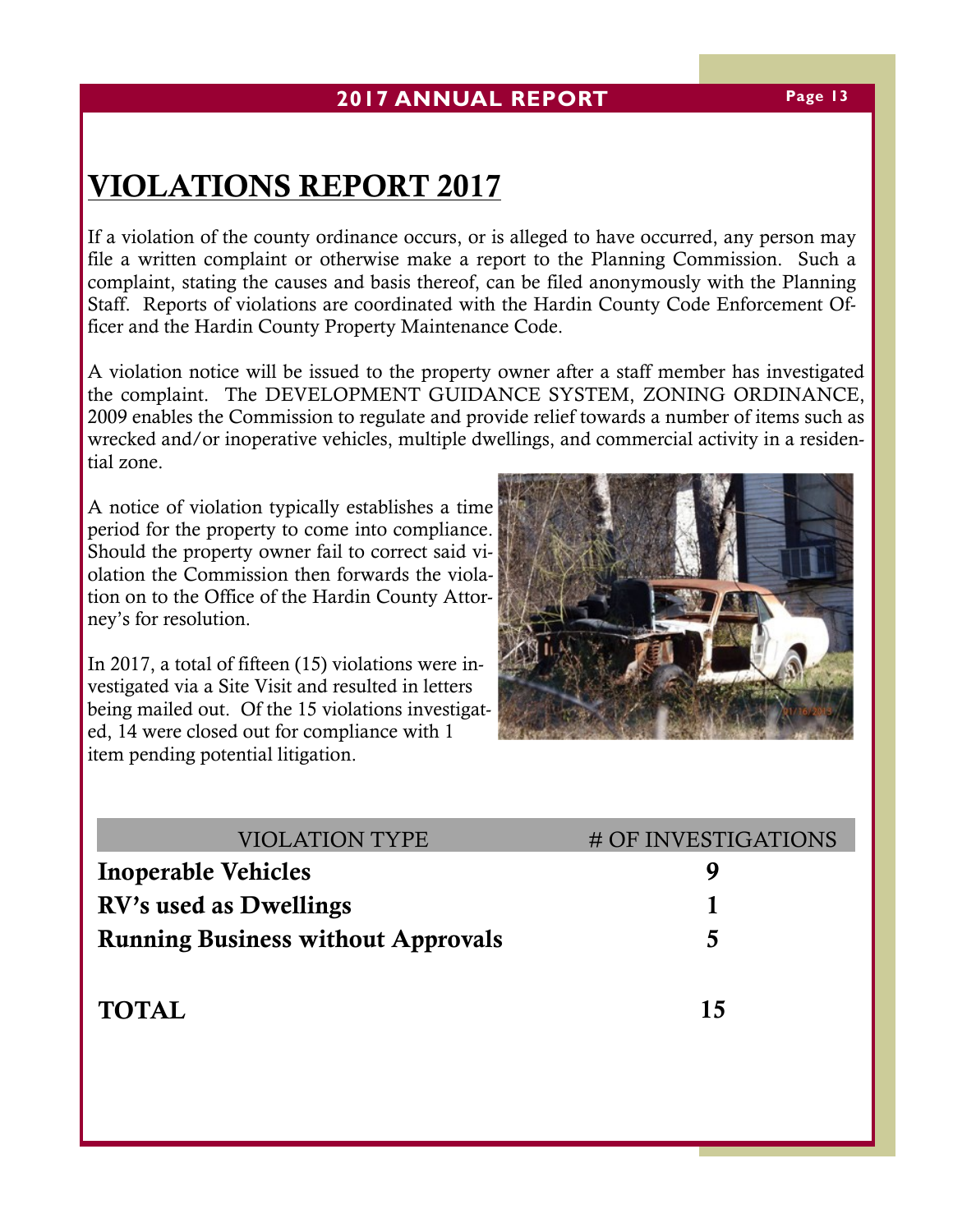# VIOLATIONS REPORT 2017

If a violation of the county ordinance occurs, or is alleged to have occurred, any person may file a written complaint or otherwise make a report to the Planning Commission. Such a complaint, stating the causes and basis thereof, can be filed anonymously with the Planning Staff. Reports of violations are coordinated with the Hardin County Code Enforcement Officer and the Hardin County Property Maintenance Code.

A violation notice will be issued to the property owner after a staff member has investigated the complaint. The DEVELOPMENT GUIDANCE SYSTEM, ZONING ORDINANCE, 2009 enables the Commission to regulate and provide relief towards a number of items such as wrecked and/or inoperative vehicles, multiple dwellings, and commercial activity in a residential zone.

A notice of violation typically establishes a time period for the property to come into compliance. Should the property owner fail to correct said violation the Commission then forwards the violation on to the Office of the Hardin County Attorney's for resolution.

In 2017, a total of fifteen (15) violations were investigated via a Site Visit and resulted in letters being mailed out. Of the 15 violations investigated, 14 were closed out for compliance with 1 item pending potential litigation.

| VIOLATION TYPE | # OF INVESTIGATIONS |
|---|---|
| **Inoperable Vehicles** | **9** |
| **RV's used as Dwellings** | **1** |
| **Running Business without Approvals** | **5** |
| | |
| **TOTAL** | **15** |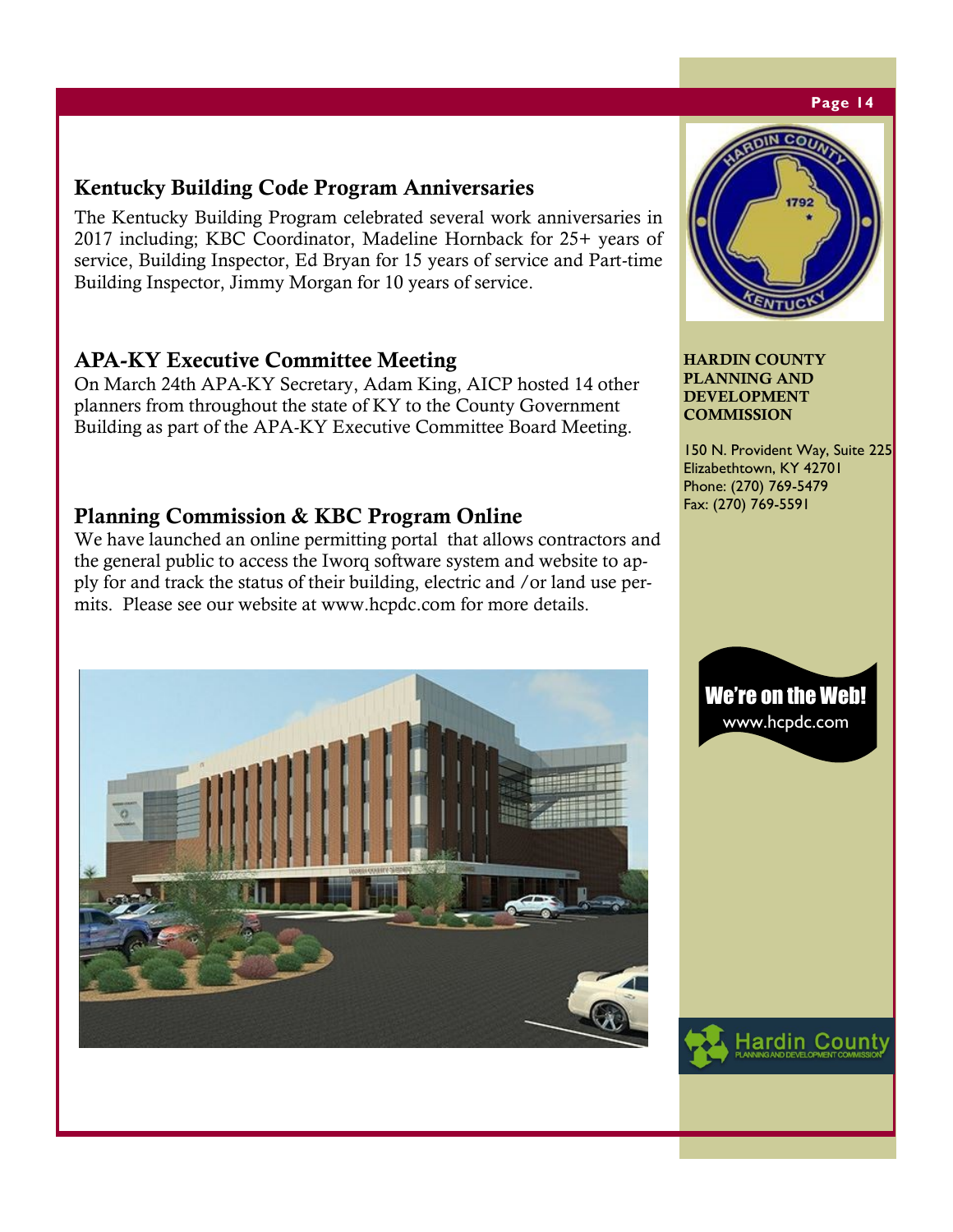## Kentucky Building Code Program Anniversaries

The Kentucky Building Program celebrated several work anniversaries in 2017 including; KBC Coordinator, Madeline Hornback for 25+ years of service, Building Inspector, Ed Bryan for 15 years of service and Part-time Building Inspector, Jimmy Morgan for 10 years of service.

## APA-KY Executive Committee Meeting

On March 24th APA-KY Secretary, Adam King, AICP hosted 14 other planners from throughout the state of KY to the County Government Building as part of the APA-KY Executive Committee Board Meeting.

## Planning Commission & KBC Program Online

We have launched an online permitting portal that allows contractors and the general public to access the Iworq software system and website to apply for and track the status of their building, electric and /or land use permits. Please see our website at www.hcpdc.com for more details.

**HARDIN COUNTY PLANNING AND DEVELOPMENT COMMISSION**

150 N. Provident Way, Suite 225
Elizabethtown, KY 42701
Phone: (270) 769-5479
Fax: (270) 769-5591

**We're on the Web!**
www.hcpdc.com